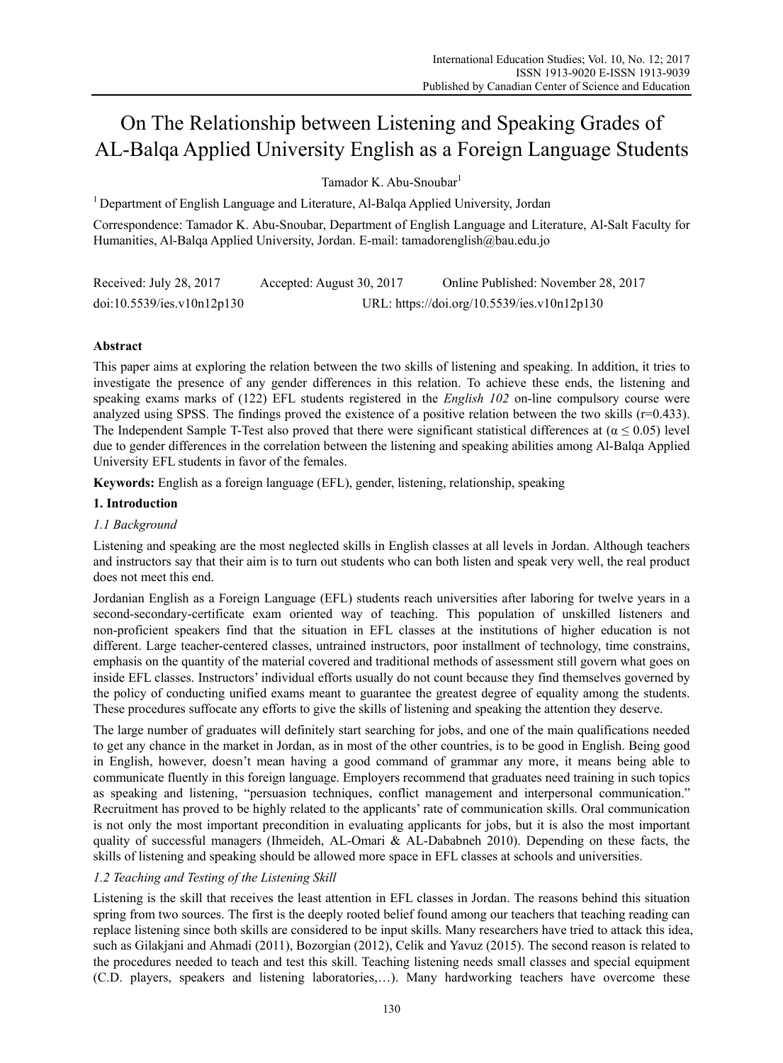# On The Relationship between Listening and Speaking Grades of AL-Balqa Applied University English as a Foreign Language Students

Tamador K. Abu-Snoubar[1]

[1] Department of English Language and Literature, Al-Balqa Applied University, Jordan

Correspondence: Tamador K. Abu-Snoubar, Department of English Language and Literature, Al-Salt Faculty for Humanities, Al-Balqa Applied University, Jordan. E-mail: tamadorenglish@bau.edu.jo

Received: July 28, 2017 Accepted: August 30, 2017 Online Published: November 28, 2017

doi:10.5539/ies.v10n12p130 URL: https://doi.org/10.5539/ies.v10n12p130

## Abstract

This paper aims at exploring the relation between the two skills of listening and speaking. In addition, it tries to investigate the presence of any gender differences in this relation. To achieve these ends, the listening and speaking exams marks of (122) EFL students registered in the *English 102* on-line compulsory course were analyzed using SPSS. The findings proved the existence of a positive relation between the two skills (r=0.433). The Independent Sample T-Test also proved that there were significant statistical differences at ($\alpha \leq 0.05$) level due to gender differences in the correlation between the listening and speaking abilities among Al-Balqa Applied University EFL students in favor of the females.

**Keywords:** English as a foreign language (EFL), gender, listening, relationship, speaking

## 1. Introduction

### *1.1 Background*

Listening and speaking are the most neglected skills in English classes at all levels in Jordan. Although teachers and instructors say that their aim is to turn out students who can both listen and speak very well, the real product does not meet this end.

Jordanian English as a Foreign Language (EFL) students reach universities after laboring for twelve years in a second-secondary-certificate exam oriented way of teaching. This population of unskilled listeners and non-proficient speakers find that the situation in EFL classes at the institutions of higher education is not different. Large teacher-centered classes, untrained instructors, poor installment of technology, time constrains, emphasis on the quantity of the material covered and traditional methods of assessment still govern what goes on inside EFL classes. Instructors' individual efforts usually do not count because they find themselves governed by the policy of conducting unified exams meant to guarantee the greatest degree of equality among the students. These procedures suffocate any efforts to give the skills of listening and speaking the attention they deserve.

The large number of graduates will definitely start searching for jobs, and one of the main qualifications needed to get any chance in the market in Jordan, as in most of the other countries, is to be good in English. Being good in English, however, doesn't mean having a good command of grammar any more, it means being able to communicate fluently in this foreign language. Employers recommend that graduates need training in such topics as speaking and listening, "persuasion techniques, conflict management and interpersonal communication." Recruitment has proved to be highly related to the applicants' rate of communication skills. Oral communication is not only the most important precondition in evaluating applicants for jobs, but it is also the most important quality of successful managers (Ihmeideh, AL-Omari & AL-Dababneh 2010). Depending on these facts, the skills of listening and speaking should be allowed more space in EFL classes at schools and universities.

### *1.2 Teaching and Testing of the Listening Skill*

Listening is the skill that receives the least attention in EFL classes in Jordan. The reasons behind this situation spring from two sources. The first is the deeply rooted belief found among our teachers that teaching reading can replace listening since both skills are considered to be input skills. Many researchers have tried to attack this idea, such as Gilakjani and Ahmadi (2011), Bozorgian (2012), Celik and Yavuz (2015). The second reason is related to the procedures needed to teach and test this skill. Teaching listening needs small classes and special equipment (C.D. players, speakers and listening laboratories,…). Many hardworking teachers have overcome these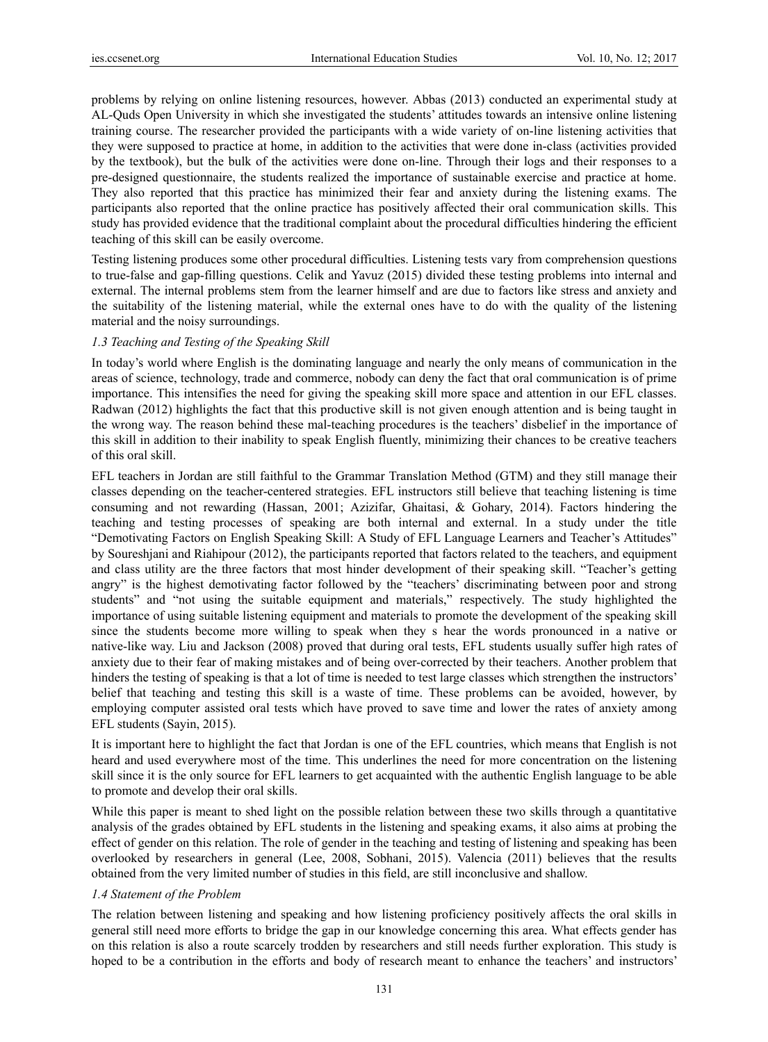problems by relying on online listening resources, however. Abbas (2013) conducted an experimental study at AL-Quds Open University in which she investigated the students' attitudes towards an intensive online listening training course. The researcher provided the participants with a wide variety of on-line listening activities that they were supposed to practice at home, in addition to the activities that were done in-class (activities provided by the textbook), but the bulk of the activities were done on-line. Through their logs and their responses to a pre-designed questionnaire, the students realized the importance of sustainable exercise and practice at home. They also reported that this practice has minimized their fear and anxiety during the listening exams. The participants also reported that the online practice has positively affected their oral communication skills. This study has provided evidence that the traditional complaint about the procedural difficulties hindering the efficient teaching of this skill can be easily overcome.

Testing listening produces some other procedural difficulties. Listening tests vary from comprehension questions to true-false and gap-filling questions. Celik and Yavuz (2015) divided these testing problems into internal and external. The internal problems stem from the learner himself and are due to factors like stress and anxiety and the suitability of the listening material, while the external ones have to do with the quality of the listening material and the noisy surroundings.

### *1.3 Teaching and Testing of the Speaking Skill*

In today's world where English is the dominating language and nearly the only means of communication in the areas of science, technology, trade and commerce, nobody can deny the fact that oral communication is of prime importance. This intensifies the need for giving the speaking skill more space and attention in our EFL classes. Radwan (2012) highlights the fact that this productive skill is not given enough attention and is being taught in the wrong way. The reason behind these mal-teaching procedures is the teachers' disbelief in the importance of this skill in addition to their inability to speak English fluently, minimizing their chances to be creative teachers of this oral skill.

EFL teachers in Jordan are still faithful to the Grammar Translation Method (GTM) and they still manage their classes depending on the teacher-centered strategies. EFL instructors still believe that teaching listening is time consuming and not rewarding (Hassan, 2001; Azizifar, Ghaitasi, & Gohary, 2014). Factors hindering the teaching and testing processes of speaking are both internal and external. In a study under the title "Demotivating Factors on English Speaking Skill: A Study of EFL Language Learners and Teacher's Attitudes" by Soureshjani and Riahipour (2012), the participants reported that factors related to the teachers, and equipment and class utility are the three factors that most hinder development of their speaking skill. "Teacher's getting angry" is the highest demotivating factor followed by the "teachers' discriminating between poor and strong students" and "not using the suitable equipment and materials," respectively. The study highlighted the importance of using suitable listening equipment and materials to promote the development of the speaking skill since the students become more willing to speak when they s hear the words pronounced in a native or native-like way. Liu and Jackson (2008) proved that during oral tests, EFL students usually suffer high rates of anxiety due to their fear of making mistakes and of being over-corrected by their teachers. Another problem that hinders the testing of speaking is that a lot of time is needed to test large classes which strengthen the instructors' belief that teaching and testing this skill is a waste of time. These problems can be avoided, however, by employing computer assisted oral tests which have proved to save time and lower the rates of anxiety among EFL students (Sayin, 2015).

It is important here to highlight the fact that Jordan is one of the EFL countries, which means that English is not heard and used everywhere most of the time. This underlines the need for more concentration on the listening skill since it is the only source for EFL learners to get acquainted with the authentic English language to be able to promote and develop their oral skills.

While this paper is meant to shed light on the possible relation between these two skills through a quantitative analysis of the grades obtained by EFL students in the listening and speaking exams, it also aims at probing the effect of gender on this relation. The role of gender in the teaching and testing of listening and speaking has been overlooked by researchers in general (Lee, 2008, Sobhani, 2015). Valencia (2011) believes that the results obtained from the very limited number of studies in this field, are still inconclusive and shallow.

### *1.4 Statement of the Problem*

The relation between listening and speaking and how listening proficiency positively affects the oral skills in general still need more efforts to bridge the gap in our knowledge concerning this area. What effects gender has on this relation is also a route scarcely trodden by researchers and still needs further exploration. This study is hoped to be a contribution in the efforts and body of research meant to enhance the teachers' and instructors'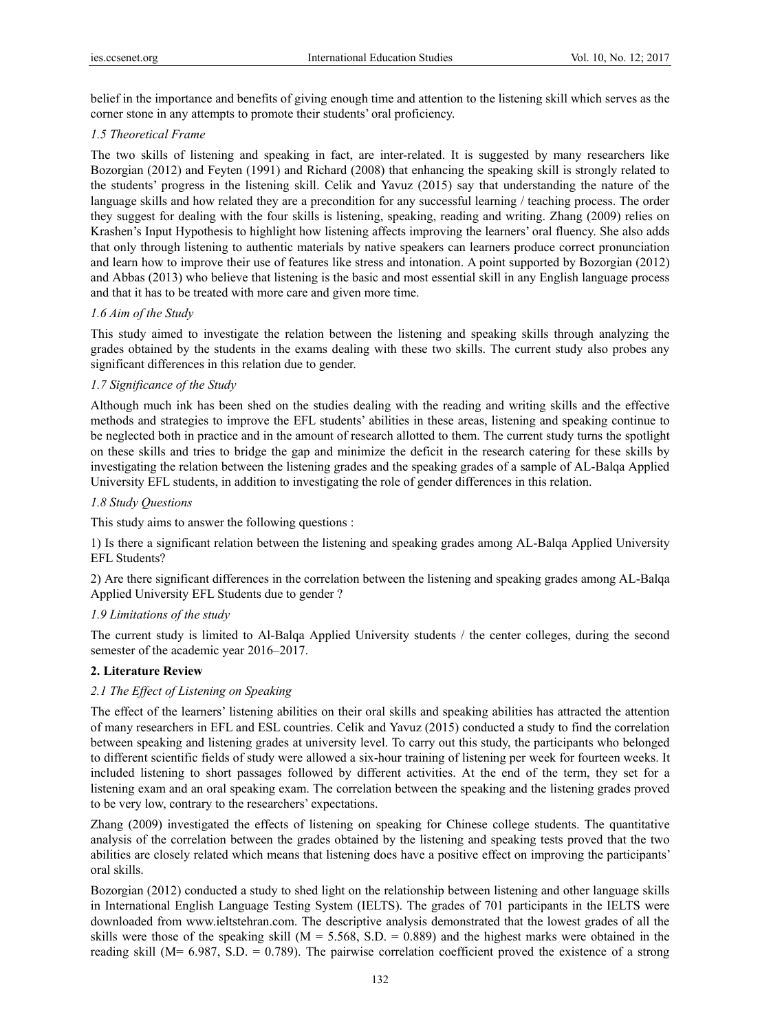belief in the importance and benefits of giving enough time and attention to the listening skill which serves as the corner stone in any attempts to promote their students' oral proficiency.

### *1.5 Theoretical Frame*

The two skills of listening and speaking in fact, are inter-related. It is suggested by many researchers like Bozorgian (2012) and Feyten (1991) and Richard (2008) that enhancing the speaking skill is strongly related to the students' progress in the listening skill. Celik and Yavuz (2015) say that understanding the nature of the language skills and how related they are a precondition for any successful learning / teaching process. The order they suggest for dealing with the four skills is listening, speaking, reading and writing. Zhang (2009) relies on Krashen's Input Hypothesis to highlight how listening affects improving the learners' oral fluency. She also adds that only through listening to authentic materials by native speakers can learners produce correct pronunciation and learn how to improve their use of features like stress and intonation. A point supported by Bozorgian (2012) and Abbas (2013) who believe that listening is the basic and most essential skill in any English language process and that it has to be treated with more care and given more time.

### *1.6 Aim of the Study*

This study aimed to investigate the relation between the listening and speaking skills through analyzing the grades obtained by the students in the exams dealing with these two skills. The current study also probes any significant differences in this relation due to gender.

### *1.7 Significance of the Study*

Although much ink has been shed on the studies dealing with the reading and writing skills and the effective methods and strategies to improve the EFL students' abilities in these areas, listening and speaking continue to be neglected both in practice and in the amount of research allotted to them. The current study turns the spotlight on these skills and tries to bridge the gap and minimize the deficit in the research catering for these skills by investigating the relation between the listening grades and the speaking grades of a sample of AL-Balqa Applied University EFL students, in addition to investigating the role of gender differences in this relation.

### *1.8 Study Questions*

This study aims to answer the following questions :

1) Is there a significant relation between the listening and speaking grades among AL-Balqa Applied University EFL Students?

2) Are there significant differences in the correlation between the listening and speaking grades among AL-Balqa Applied University EFL Students due to gender ?

### *1.9 Limitations of the study*

The current study is limited to Al-Balqa Applied University students / the center colleges, during the second semester of the academic year 2016–2017.

## 2. Literature Review

### *2.1 The Effect of Listening on Speaking*

The effect of the learners' listening abilities on their oral skills and speaking abilities has attracted the attention of many researchers in EFL and ESL countries. Celik and Yavuz (2015) conducted a study to find the correlation between speaking and listening grades at university level. To carry out this study, the participants who belonged to different scientific fields of study were allowed a six-hour training of listening per week for fourteen weeks. It included listening to short passages followed by different activities. At the end of the term, they set for a listening exam and an oral speaking exam. The correlation between the speaking and the listening grades proved to be very low, contrary to the researchers' expectations.

Zhang (2009) investigated the effects of listening on speaking for Chinese college students. The quantitative analysis of the correlation between the grades obtained by the listening and speaking tests proved that the two abilities are closely related which means that listening does have a positive effect on improving the participants' oral skills.

Bozorgian (2012) conducted a study to shed light on the relationship between listening and other language skills in International English Language Testing System (IELTS). The grades of 701 participants in the IELTS were downloaded from www.ieltstehran.com. The descriptive analysis demonstrated that the lowest grades of all the skills were those of the speaking skill ($M = 5.568$, $S.D. = 0.889$) and the highest marks were obtained in the reading skill ($M = 6.987$, $S.D. = 0.789$). The pairwise correlation coefficient proved the existence of a strong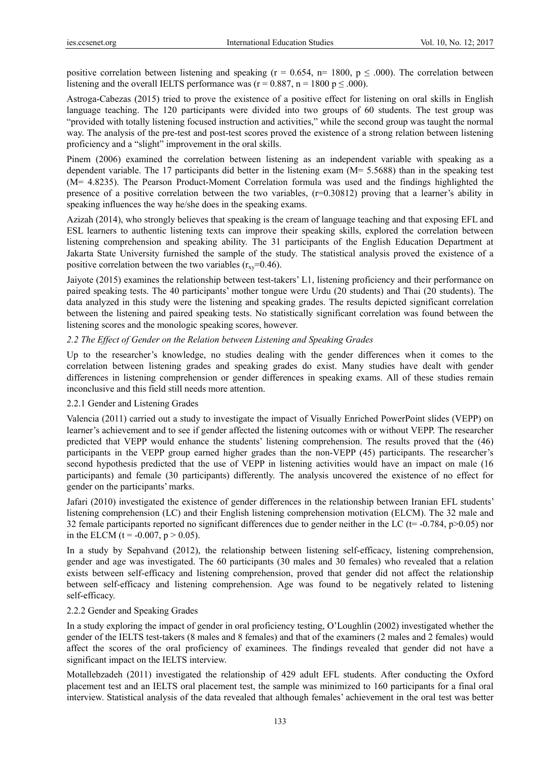positive correlation between listening and speaking ($r = 0.654$, $n = 1800$, $p \leq .000$). The correlation between listening and the overall IELTS performance was ($r = 0.887$, $n = 1800$ $p \leq .000$).

Astroga-Cabezas (2015) tried to prove the existence of a positive effect for listening on oral skills in English language teaching. The 120 participants were divided into two groups of 60 students. The test group was "provided with totally listening focused instruction and activities," while the second group was taught the normal way. The analysis of the pre-test and post-test scores proved the existence of a strong relation between listening proficiency and a "slight" improvement in the oral skills.

Pinem (2006) examined the correlation between listening as an independent variable with speaking as a dependent variable. The 17 participants did better in the listening exam ($M = 5.5688$) than in the speaking test ($M = 4.8235$). The Pearson Product-Moment Correlation formula was used and the findings highlighted the presence of a positive correlation between the two variables, ($r=0.30812$) proving that a learner's ability in speaking influences the way he/she does in the speaking exams.

Azizah (2014), who strongly believes that speaking is the cream of language teaching and that exposing EFL and ESL learners to authentic listening texts can improve their speaking skills, explored the correlation between listening comprehension and speaking ability. The 31 participants of the English Education Department at Jakarta State University furnished the sample of the study. The statistical analysis proved the existence of a positive correlation between the two variables ($r_{xy}=0.46$).

Jaiyote (2015) examines the relationship between test-takers' L1, listening proficiency and their performance on paired speaking tests. The 40 participants' mother tongue were Urdu (20 students) and Thai (20 students). The data analyzed in this study were the listening and speaking grades. The results depicted significant correlation between the listening and paired speaking tests. No statistically significant correlation was found between the listening scores and the monologic speaking scores, however.

### *2.2 The Effect of Gender on the Relation between Listening and Speaking Grades*

Up to the researcher's knowledge, no studies dealing with the gender differences when it comes to the correlation between listening grades and speaking grades do exist. Many studies have dealt with gender differences in listening comprehension or gender differences in speaking exams. All of these studies remain inconclusive and this field still needs more attention.

#### 2.2.1 Gender and Listening Grades

Valencia (2011) carried out a study to investigate the impact of Visually Enriched PowerPoint slides (VEPP) on learner's achievement and to see if gender affected the listening outcomes with or without VEPP. The researcher predicted that VEPP would enhance the students' listening comprehension. The results proved that the (46) participants in the VEPP group earned higher grades than the non-VEPP (45) participants. The researcher's second hypothesis predicted that the use of VEPP in listening activities would have an impact on male (16 participants) and female (30 participants) differently. The analysis uncovered the existence of no effect for gender on the participants' marks.

Jafari (2010) investigated the existence of gender differences in the relationship between Iranian EFL students' listening comprehension (LC) and their English listening comprehension motivation (ELCM). The 32 male and 32 female participants reported no significant differences due to gender neither in the LC ($t = -0.784$, $p>0.05$) nor in the ELCM ($t = -0.007$, $p > 0.05$).

In a study by Sepahvand (2012), the relationship between listening self-efficacy, listening comprehension, gender and age was investigated. The 60 participants (30 males and 30 females) who revealed that a relation exists between self-efficacy and listening comprehension, proved that gender did not affect the relationship between self-efficacy and listening comprehension. Age was found to be negatively related to listening self-efficacy.

#### 2.2.2 Gender and Speaking Grades

In a study exploring the impact of gender in oral proficiency testing, O'Loughlin (2002) investigated whether the gender of the IELTS test-takers (8 males and 8 females) and that of the examiners (2 males and 2 females) would affect the scores of the oral proficiency of examinees. The findings revealed that gender did not have a significant impact on the IELTS interview.

Motallebzadeh (2011) investigated the relationship of 429 adult EFL students. After conducting the Oxford placement test and an IELTS oral placement test, the sample was minimized to 160 participants for a final oral interview. Statistical analysis of the data revealed that although females' achievement in the oral test was better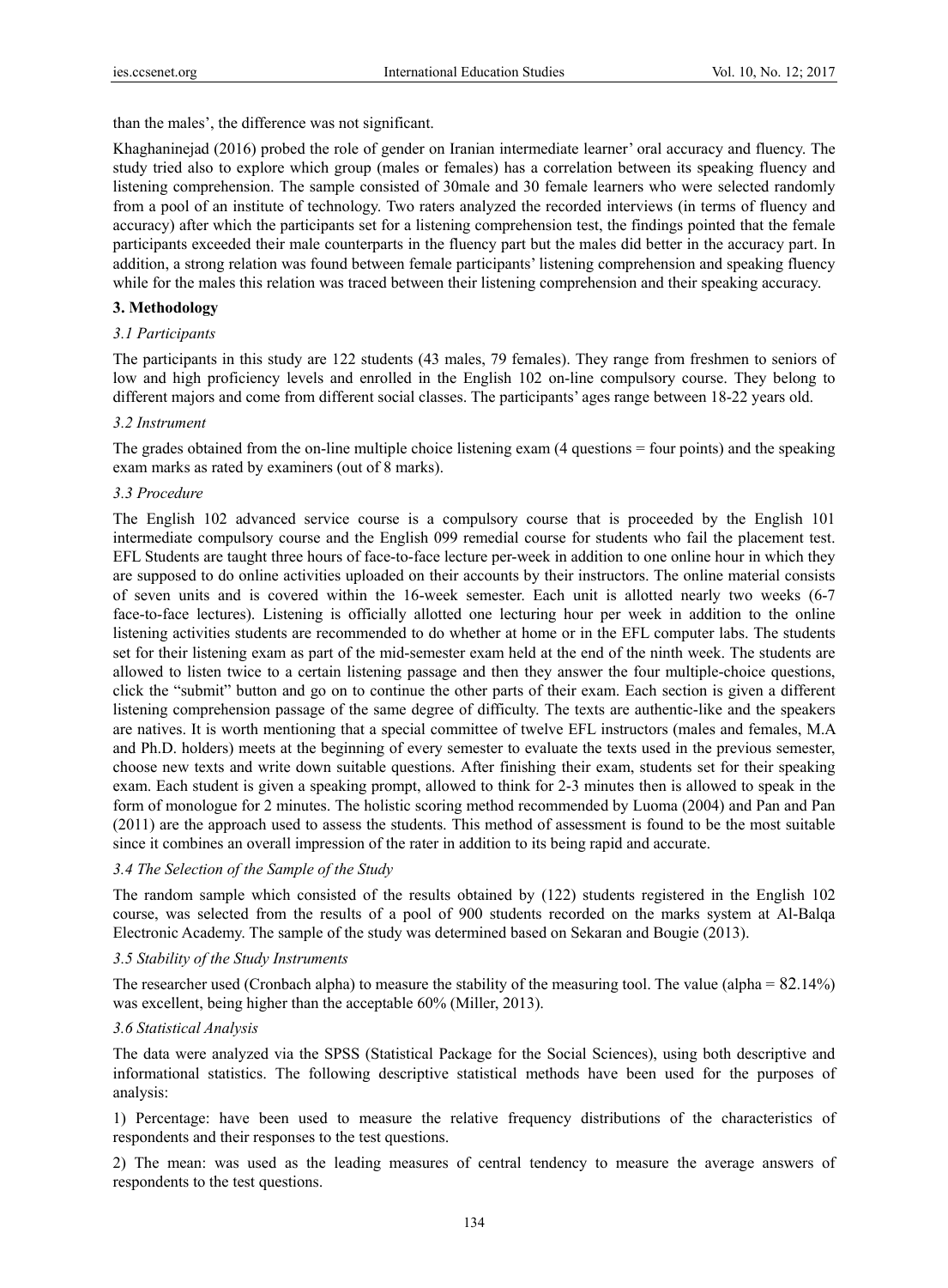than the males', the difference was not significant.

Khaghaninejad (2016) probed the role of gender on Iranian intermediate learner' oral accuracy and fluency. The study tried also to explore which group (males or females) has a correlation between its speaking fluency and listening comprehension. The sample consisted of 30male and 30 female learners who were selected randomly from a pool of an institute of technology. Two raters analyzed the recorded interviews (in terms of fluency and accuracy) after which the participants set for a listening comprehension test, the findings pointed that the female participants exceeded their male counterparts in the fluency part but the males did better in the accuracy part. In addition, a strong relation was found between female participants' listening comprehension and speaking fluency while for the males this relation was traced between their listening comprehension and their speaking accuracy.

## 3. Methodology

### *3.1 Participants*

The participants in this study are 122 students (43 males, 79 females). They range from freshmen to seniors of low and high proficiency levels and enrolled in the English 102 on-line compulsory course. They belong to different majors and come from different social classes. The participants' ages range between 18-22 years old.

### *3.2 Instrument*

The grades obtained from the on-line multiple choice listening exam (4 questions = four points) and the speaking exam marks as rated by examiners (out of 8 marks).

### *3.3 Procedure*

The English 102 advanced service course is a compulsory course that is proceeded by the English 101 intermediate compulsory course and the English 099 remedial course for students who fail the placement test. EFL Students are taught three hours of face-to-face lecture per-week in addition to one online hour in which they are supposed to do online activities uploaded on their accounts by their instructors. The online material consists of seven units and is covered within the 16-week semester. Each unit is allotted nearly two weeks (6-7 face-to-face lectures). Listening is officially allotted one lecturing hour per week in addition to the online listening activities students are recommended to do whether at home or in the EFL computer labs. The students set for their listening exam as part of the mid-semester exam held at the end of the ninth week. The students are allowed to listen twice to a certain listening passage and then they answer the four multiple-choice questions, click the "submit" button and go on to continue the other parts of their exam. Each section is given a different listening comprehension passage of the same degree of difficulty. The texts are authentic-like and the speakers are natives. It is worth mentioning that a special committee of twelve EFL instructors (males and females, M.A and Ph.D. holders) meets at the beginning of every semester to evaluate the texts used in the previous semester, choose new texts and write down suitable questions. After finishing their exam, students set for their speaking exam. Each student is given a speaking prompt, allowed to think for 2-3 minutes then is allowed to speak in the form of monologue for 2 minutes. The holistic scoring method recommended by Luoma (2004) and Pan and Pan (2011) are the approach used to assess the students. This method of assessment is found to be the most suitable since it combines an overall impression of the rater in addition to its being rapid and accurate.

### *3.4 The Selection of the Sample of the Study*

The random sample which consisted of the results obtained by (122) students registered in the English 102 course, was selected from the results of a pool of 900 students recorded on the marks system at Al-Balqa Electronic Academy. The sample of the study was determined based on Sekaran and Bougie (2013).

### *3.5 Stability of the Study Instruments*

The researcher used (Cronbach alpha) to measure the stability of the measuring tool. The value (alpha = 82.14%) was excellent, being higher than the acceptable 60% (Miller, 2013).

### *3.6 Statistical Analysis*

The data were analyzed via the SPSS (Statistical Package for the Social Sciences), using both descriptive and informational statistics. The following descriptive statistical methods have been used for the purposes of analysis:

1) Percentage: have been used to measure the relative frequency distributions of the characteristics of respondents and their responses to the test questions.

2) The mean: was used as the leading measures of central tendency to measure the average answers of respondents to the test questions.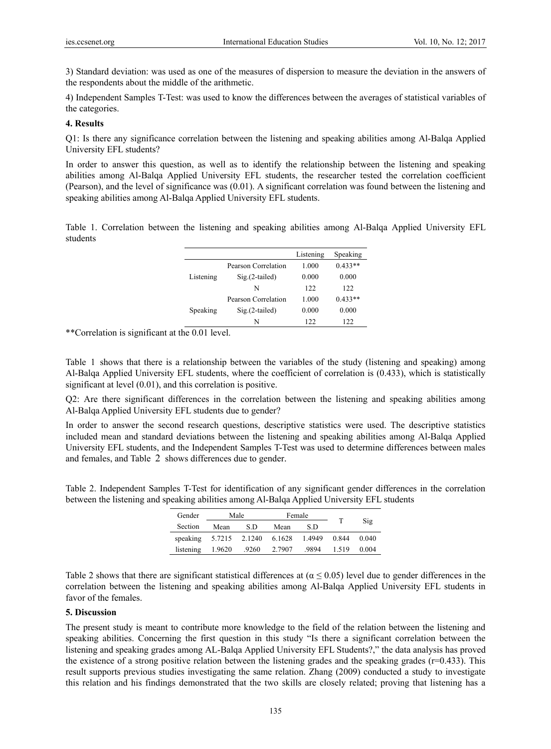3) Standard deviation: was used as one of the measures of dispersion to measure the deviation in the answers of the respondents about the middle of the arithmetic.

4) Independent Samples T-Test: was used to know the differences between the averages of statistical variables of the categories.

## 4. Results

Q1: Is there any significance correlation between the listening and speaking abilities among Al-Balqa Applied University EFL students?

In order to answer this question, as well as to identify the relationship between the listening and speaking abilities among Al-Balqa Applied University EFL students, the researcher tested the correlation coefficient (Pearson), and the level of significance was (0.01). A significant correlation was found between the listening and speaking abilities among Al-Balqa Applied University EFL students.

Table 1. Correlation between the listening and speaking abilities among Al-Balqa Applied University EFL students

| | | Listening | Speaking |
|---|---|---|---|
| Listening | Pearson Correlation | 1.000 | 0.433** |
| | Sig.(2-tailed) | 0.000 | 0.000 |
| | N | 122 | 122 |
| Speaking | Pearson Correlation | 1.000 | 0.433** |
| | Sig.(2-tailed) | 0.000 | 0.000 |
| | N | 122 | 122 |

**Correlation is significant at the 0.01 level.

Table 1 shows that there is a relationship between the variables of the study (listening and speaking) among Al-Balqa Applied University EFL students, where the coefficient of correlation is (0.433), which is statistically significant at level (0.01), and this correlation is positive.

Q2: Are there significant differences in the correlation between the listening and speaking abilities among Al-Balqa Applied University EFL students due to gender?

In order to answer the second research questions, descriptive statistics were used. The descriptive statistics included mean and standard deviations between the listening and speaking abilities among Al-Balqa Applied University EFL students, and the Independent Samples T-Test was used to determine differences between males and females, and Table 2 shows differences due to gender.

Table 2. Independent Samples T-Test for identification of any significant gender differences in the correlation between the listening and speaking abilities among Al-Balqa Applied University EFL students

| Gender | Male | | Female | | T | Sig |
|---|---|---|---|---|---|---|
| Section | Mean | S.D | Mean | S.D | | |
| speaking | 5.7215 | 2.1240 | 6.1628 | 1.4949 | 0.844 | 0.040 |
| listening | 1.9620 | .9260 | 2.7907 | .9894 | 1.519 | 0.004 |

Table 2 shows that there are significant statistical differences at ($\alpha \leq 0.05$) level due to gender differences in the correlation between the listening and speaking abilities among Al-Balqa Applied University EFL students in favor of the females.

## 5. Discussion

The present study is meant to contribute more knowledge to the field of the relation between the listening and speaking abilities. Concerning the first question in this study "Is there a significant correlation between the listening and speaking grades among AL-Balqa Applied University EFL Students?," the data analysis has proved the existence of a strong positive relation between the listening grades and the speaking grades ($r$=0.433). This result supports previous studies investigating the same relation. Zhang (2009) conducted a study to investigate this relation and his findings demonstrated that the two skills are closely related; proving that listening has a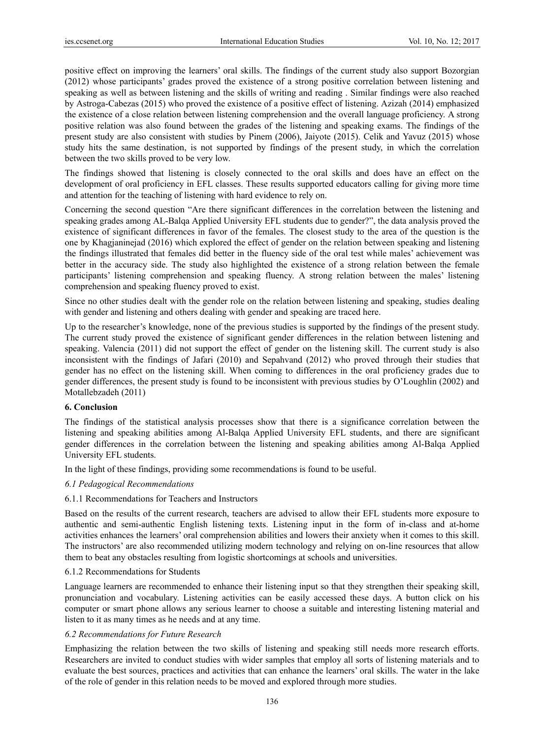positive effect on improving the learners' oral skills. The findings of the current study also support Bozorgian (2012) whose participants' grades proved the existence of a strong positive correlation between listening and speaking as well as between listening and the skills of writing and reading . Similar findings were also reached by Astroga-Cabezas (2015) who proved the existence of a positive effect of listening. Azizah (2014) emphasized the existence of a close relation between listening comprehension and the overall language proficiency. A strong positive relation was also found between the grades of the listening and speaking exams. The findings of the present study are also consistent with studies by Pinem (2006), Jaiyote (2015). Celik and Yavuz (2015) whose study hits the same destination, is not supported by findings of the present study, in which the correlation between the two skills proved to be very low.

The findings showed that listening is closely connected to the oral skills and does have an effect on the development of oral proficiency in EFL classes. These results supported educators calling for giving more time and attention for the teaching of listening with hard evidence to rely on.

Concerning the second question "Are there significant differences in the correlation between the listening and speaking grades among AL-Balqa Applied University EFL students due to gender?", the data analysis proved the existence of significant differences in favor of the females. The closest study to the area of the question is the one by Khagjaninejad (2016) which explored the effect of gender on the relation between speaking and listening the findings illustrated that females did better in the fluency side of the oral test while males' achievement was better in the accuracy side. The study also highlighted the existence of a strong relation between the female participants' listening comprehension and speaking fluency. A strong relation between the males' listening comprehension and speaking fluency proved to exist.

Since no other studies dealt with the gender role on the relation between listening and speaking, studies dealing with gender and listening and others dealing with gender and speaking are traced here.

Up to the researcher's knowledge, none of the previous studies is supported by the findings of the present study. The current study proved the existence of significant gender differences in the relation between listening and speaking. Valencia (2011) did not support the effect of gender on the listening skill. The current study is also inconsistent with the findings of Jafari (2010) and Sepahvand (2012) who proved through their studies that gender has no effect on the listening skill. When coming to differences in the oral proficiency grades due to gender differences, the present study is found to be inconsistent with previous studies by O'Loughlin (2002) and Motallebzadeh (2011)

## 6. Conclusion

The findings of the statistical analysis processes show that there is a significance correlation between the listening and speaking abilities among Al-Balqa Applied University EFL students, and there are significant gender differences in the correlation between the listening and speaking abilities among Al-Balqa Applied University EFL students.

In the light of these findings, providing some recommendations is found to be useful.

### *6.1 Pedagogical Recommendations*

#### 6.1.1 Recommendations for Teachers and Instructors

Based on the results of the current research, teachers are advised to allow their EFL students more exposure to authentic and semi-authentic English listening texts. Listening input in the form of in-class and at-home activities enhances the learners' oral comprehension abilities and lowers their anxiety when it comes to this skill. The instructors' are also recommended utilizing modern technology and relying on on-line resources that allow them to beat any obstacles resulting from logistic shortcomings at schools and universities.

#### 6.1.2 Recommendations for Students

Language learners are recommended to enhance their listening input so that they strengthen their speaking skill, pronunciation and vocabulary. Listening activities can be easily accessed these days. A button click on his computer or smart phone allows any serious learner to choose a suitable and interesting listening material and listen to it as many times as he needs and at any time.

### *6.2 Recommendations for Future Research*

Emphasizing the relation between the two skills of listening and speaking still needs more research efforts. Researchers are invited to conduct studies with wider samples that employ all sorts of listening materials and to evaluate the best sources, practices and activities that can enhance the learners' oral skills. The water in the lake of the role of gender in this relation needs to be moved and explored through more studies.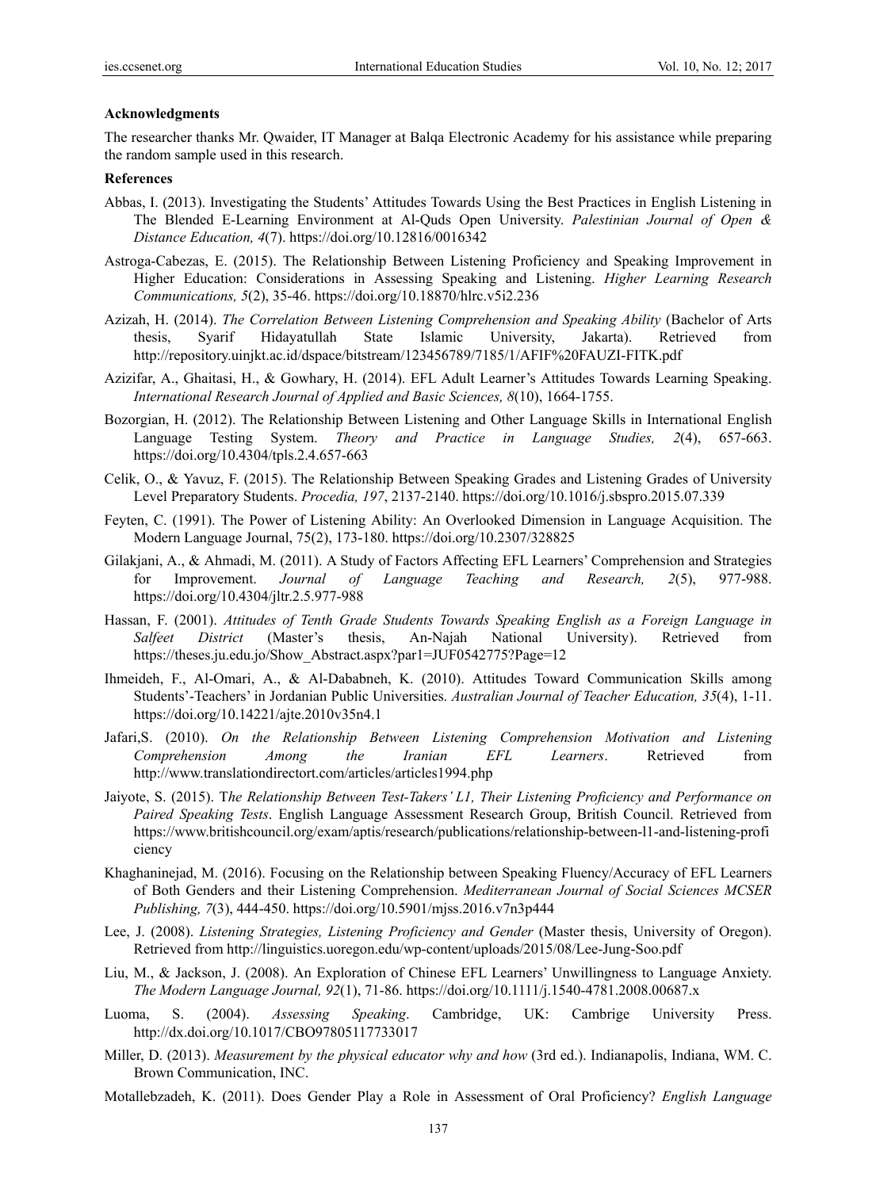**Acknowledgments**

The researcher thanks Mr. Qwaider, IT Manager at Balqa Electronic Academy for his assistance while preparing the random sample used in this research.

**References**

Abbas, I. (2013). Investigating the Students' Attitudes Towards Using the Best Practices in English Listening in The Blended E-Learning Environment at Al-Quds Open University. *Palestinian Journal of Open & Distance Education, 4*(7). https://doi.org/10.12816/0016342

Astroga-Cabezas, E. (2015). The Relationship Between Listening Proficiency and Speaking Improvement in Higher Education: Considerations in Assessing Speaking and Listening. *Higher Learning Research Communications, 5*(2), 35-46. https://doi.org/10.18870/hlrc.v5i2.236

Azizah, H. (2014). *The Correlation Between Listening Comprehension and Speaking Ability* (Bachelor of Arts thesis, Syarif Hidayatullah State Islamic University, Jakarta). Retrieved from http://repository.uinjkt.ac.id/dspace/bitstream/123456789/7185/1/AFIF%20FAUZI-FITK.pdf

Azizifar, A., Ghaitasi, H., & Gowhary, H. (2014). EFL Adult Learner's Attitudes Towards Learning Speaking. *International Research Journal of Applied and Basic Sciences, 8*(10), 1664-1755.

Bozorgian, H. (2012). The Relationship Between Listening and Other Language Skills in International English Language Testing System. *Theory and Practice in Language Studies, 2*(4), 657-663. https://doi.org/10.4304/tpls.2.4.657-663

Celik, O., & Yavuz, F. (2015). The Relationship Between Speaking Grades and Listening Grades of University Level Preparatory Students. *Procedia, 197*, 2137-2140. https://doi.org/10.1016/j.sbspro.2015.07.339

Feyten, C. (1991). The Power of Listening Ability: An Overlooked Dimension in Language Acquisition. The Modern Language Journal, 75(2), 173-180. https://doi.org/10.2307/328825

Gilakjani, A., & Ahmadi, M. (2011). A Study of Factors Affecting EFL Learners' Comprehension and Strategies for Improvement. *Journal of Language Teaching and Research, 2*(5), 977-988. https://doi.org/10.4304/jltr.2.5.977-988

Hassan, F. (2001). *Attitudes of Tenth Grade Students Towards Speaking English as a Foreign Language in Salfeet District* (Master's thesis, An-Najah National University). Retrieved from https://theses.ju.edu.jo/Show_Abstract.aspx?par1=JUF0542775?Page=12

Ihmeideh, F., Al-Omari, A., & Al-Dababneh, K. (2010). Attitudes Toward Communication Skills among Students'-Teachers' in Jordanian Public Universities. *Australian Journal of Teacher Education, 35*(4), 1-11. https://doi.org/10.14221/ajte.2010v35n4.1

Jafari,S. (2010). *On the Relationship Between Listening Comprehension Motivation and Listening Comprehension Among the Iranian EFL Learners*. Retrieved from http://www.translationdirectort.com/articles/articles1994.php

Jaiyote, S. (2015). T*he Relationship Between Test-Takers' L1, Their Listening Proficiency and Performance on Paired Speaking Tests*. English Language Assessment Research Group, British Council. Retrieved from https://www.britishcouncil.org/exam/aptis/research/publications/relationship-between-l1-and-listening-proficiency

Khaghaninejad, M. (2016). Focusing on the Relationship between Speaking Fluency/Accuracy of EFL Learners of Both Genders and their Listening Comprehension. *Mediterranean Journal of Social Sciences MCSER Publishing, 7*(3), 444-450. https://doi.org/10.5901/mjss.2016.v7n3p444

Lee, J. (2008). *Listening Strategies, Listening Proficiency and Gender* (Master thesis, University of Oregon). Retrieved from http://linguistics.uoregon.edu/wp-content/uploads/2015/08/Lee-Jung-Soo.pdf

Liu, M., & Jackson, J. (2008). An Exploration of Chinese EFL Learners' Unwillingness to Language Anxiety. *The Modern Language Journal, 92*(1), 71-86. https://doi.org/10.1111/j.1540-4781.2008.00687.x

Luoma, S. (2004). *Assessing Speaking*. Cambridge, UK: Cambrige University Press. http://dx.doi.org/10.1017/CBO97805117733017

Miller, D. (2013). *Measurement by the physical educator why and how* (3rd ed.). Indianapolis, Indiana, WM. C. Brown Communication, INC.

Motallebzadeh, K. (2011). Does Gender Play a Role in Assessment of Oral Proficiency? *English Language*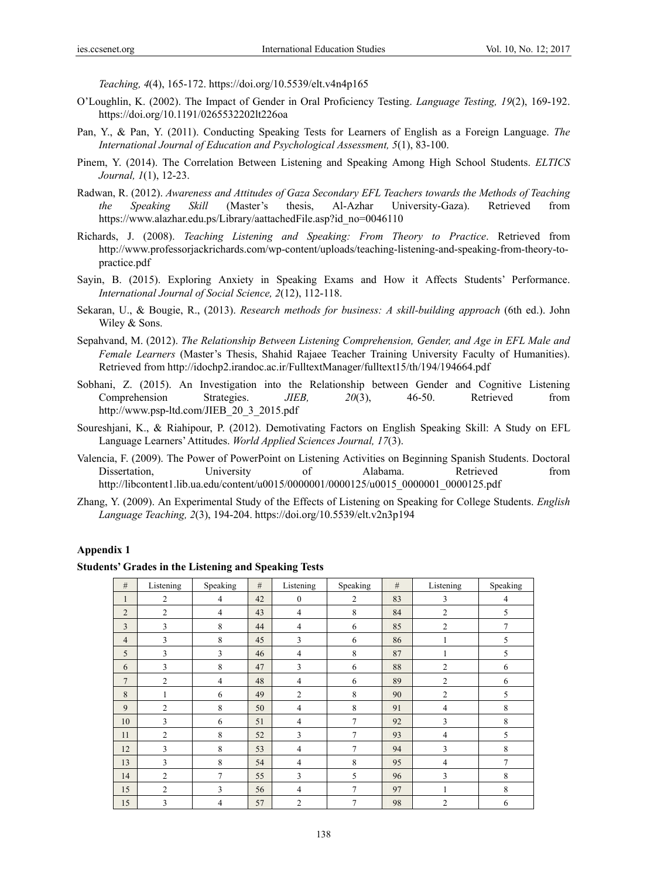*Teaching, 4*(4), 165-172. https://doi.org/10.5539/elt.v4n4p165

O'Loughlin, K. (2002). The Impact of Gender in Oral Proficiency Testing. *Language Testing, 19*(2), 169-192. https://doi.org/10.1191/0265532202lt226oa

Pan, Y., & Pan, Y. (2011). Conducting Speaking Tests for Learners of English as a Foreign Language. *The International Journal of Education and Psychological Assessment, 5*(1), 83-100.

Pinem, Y. (2014). The Correlation Between Listening and Speaking Among High School Students. *ELTICS Journal, 1*(1), 12-23.

Radwan, R. (2012). *Awareness and Attitudes of Gaza Secondary EFL Teachers towards the Methods of Teaching the Speaking Skill* (Master's thesis, Al-Azhar University-Gaza). Retrieved from https://www.alazhar.edu.ps/Library/aattachedFile.asp?id_no=0046110

Richards, J. (2008). *Teaching Listening and Speaking: From Theory to Practice*. Retrieved from http://www.professorjackrichards.com/wp-content/uploads/teaching-listening-and-speaking-from-theory-to-practice.pdf

Sayin, B. (2015). Exploring Anxiety in Speaking Exams and How it Affects Students' Performance. *International Journal of Social Science, 2*(12), 112-118.

Sekaran, U., & Bougie, R., (2013). *Research methods for business: A skill-building approach* (6th ed.). John Wiley & Sons.

Sepahvand, M. (2012). *The Relationship Between Listening Comprehension, Gender, and Age in EFL Male and Female Learners* (Master's Thesis, Shahid Rajaee Teacher Training University Faculty of Humanities). Retrieved from http://idochp2.irandoc.ac.ir/FulltextManager/fulltext15/th/194/194664.pdf

Sobhani, Z. (2015). An Investigation into the Relationship between Gender and Cognitive Listening Comprehension Strategies. *JIEB, 20*(3), 46-50. Retrieved from http://www.psp-ltd.com/JIEB_20_3_2015.pdf

Soureshjani, K., & Riahipour, P. (2012). Demotivating Factors on English Speaking Skill: A Study on EFL Language Learners' Attitudes. *World Applied Sciences Journal, 17*(3).

Valencia, F. (2009). The Power of PowerPoint on Listening Activities on Beginning Spanish Students. Doctoral Dissertation, University of Alabama. Retrieved from http://libcontent1.lib.ua.edu/content/u0015/0000001/0000125/u0015_0000001_0000125.pdf

Zhang, Y. (2009). An Experimental Study of the Effects of Listening on Speaking for College Students. *English Language Teaching, 2*(3), 194-204. https://doi.org/10.5539/elt.v2n3p194

**Appendix 1**

**Students' Grades in the Listening and Speaking Tests**

| # | Listening | Speaking | # | Listening | Speaking | # | Listening | Speaking |
|---|---|---|---|---|---|---|---|---|
| 1 | 2 | 4 | 42 | 0 | 2 | 83 | 3 | 4 |
| 2 | 2 | 4 | 43 | 4 | 8 | 84 | 2 | 5 |
| 3 | 3 | 8 | 44 | 4 | 6 | 85 | 2 | 7 |
| 4 | 3 | 8 | 45 | 3 | 6 | 86 | 1 | 5 |
| 5 | 3 | 3 | 46 | 4 | 8 | 87 | 1 | 5 |
| 6 | 3 | 8 | 47 | 3 | 6 | 88 | 2 | 6 |
| 7 | 2 | 4 | 48 | 4 | 6 | 89 | 2 | 6 |
| 8 | 1 | 6 | 49 | 2 | 8 | 90 | 2 | 5 |
| 9 | 2 | 8 | 50 | 4 | 8 | 91 | 4 | 8 |
| 10 | 3 | 6 | 51 | 4 | 7 | 92 | 3 | 8 |
| 11 | 2 | 8 | 52 | 3 | 7 | 93 | 4 | 5 |
| 12 | 3 | 8 | 53 | 4 | 7 | 94 | 3 | 8 |
| 13 | 3 | 8 | 54 | 4 | 8 | 95 | 4 | 7 |
| 14 | 2 | 7 | 55 | 3 | 5 | 96 | 3 | 8 |
| 15 | 2 | 3 | 56 | 4 | 7 | 97 | 1 | 8 |
| 15 | 3 | 4 | 57 | 2 | 7 | 98 | 2 | 6 |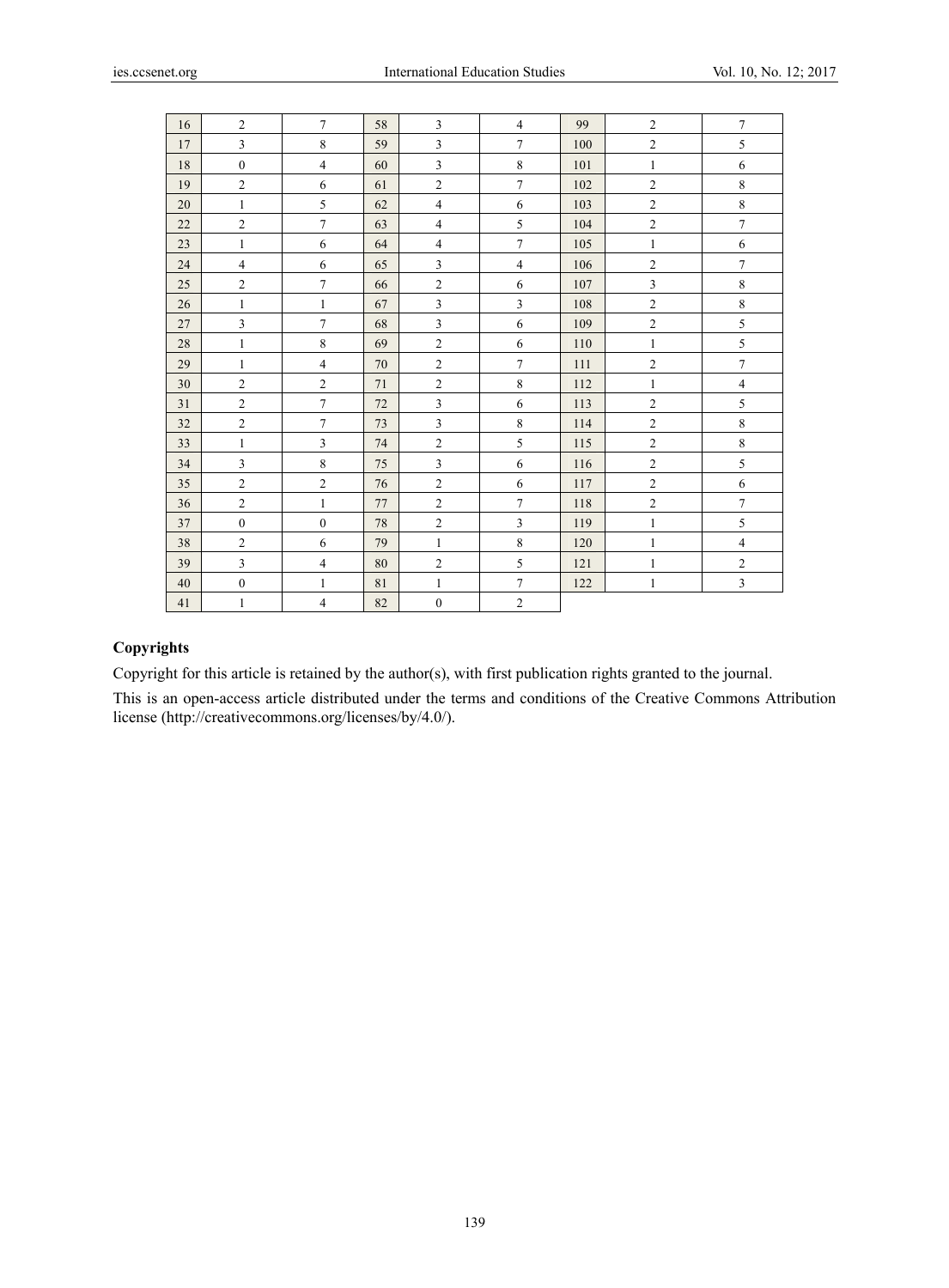| | | | | | | | | |
|---|---|---|---|---|---|---|---|---|
| 16 | 2 | 7 | 58 | 3 | 4 | 99 | 2 | 7 |
| 17 | 3 | 8 | 59 | 3 | 7 | 100 | 2 | 5 |
| 18 | 0 | 4 | 60 | 3 | 8 | 101 | 1 | 6 |
| 19 | 2 | 6 | 61 | 2 | 7 | 102 | 2 | 8 |
| 20 | 1 | 5 | 62 | 4 | 6 | 103 | 2 | 8 |
| 22 | 2 | 7 | 63 | 4 | 5 | 104 | 2 | 7 |
| 23 | 1 | 6 | 64 | 4 | 7 | 105 | 1 | 6 |
| 24 | 4 | 6 | 65 | 3 | 4 | 106 | 2 | 7 |
| 25 | 2 | 7 | 66 | 2 | 6 | 107 | 3 | 8 |
| 26 | 1 | 1 | 67 | 3 | 3 | 108 | 2 | 8 |
| 27 | 3 | 7 | 68 | 3 | 6 | 109 | 2 | 5 |
| 28 | 1 | 8 | 69 | 2 | 6 | 110 | 1 | 5 |
| 29 | 1 | 4 | 70 | 2 | 7 | 111 | 2 | 7 |
| 30 | 2 | 2 | 71 | 2 | 8 | 112 | 1 | 4 |
| 31 | 2 | 7 | 72 | 3 | 6 | 113 | 2 | 5 |
| 32 | 2 | 7 | 73 | 3 | 8 | 114 | 2 | 8 |
| 33 | 1 | 3 | 74 | 2 | 5 | 115 | 2 | 8 |
| 34 | 3 | 8 | 75 | 3 | 6 | 116 | 2 | 5 |
| 35 | 2 | 2 | 76 | 2 | 6 | 117 | 2 | 6 |
| 36 | 2 | 1 | 77 | 2 | 7 | 118 | 2 | 7 |
| 37 | 0 | 0 | 78 | 2 | 3 | 119 | 1 | 5 |
| 38 | 2 | 6 | 79 | 1 | 8 | 120 | 1 | 4 |
| 39 | 3 | 4 | 80 | 2 | 5 | 121 | 1 | 2 |
| 40 | 0 | 1 | 81 | 1 | 7 | 122 | 1 | 3 |
| 41 | 1 | 4 | 82 | 0 | 2 | | | |

## Copyrights

Copyright for this article is retained by the author(s), with first publication rights granted to the journal.

This is an open-access article distributed under the terms and conditions of the Creative Commons Attribution license (http://creativecommons.org/licenses/by/4.0/).